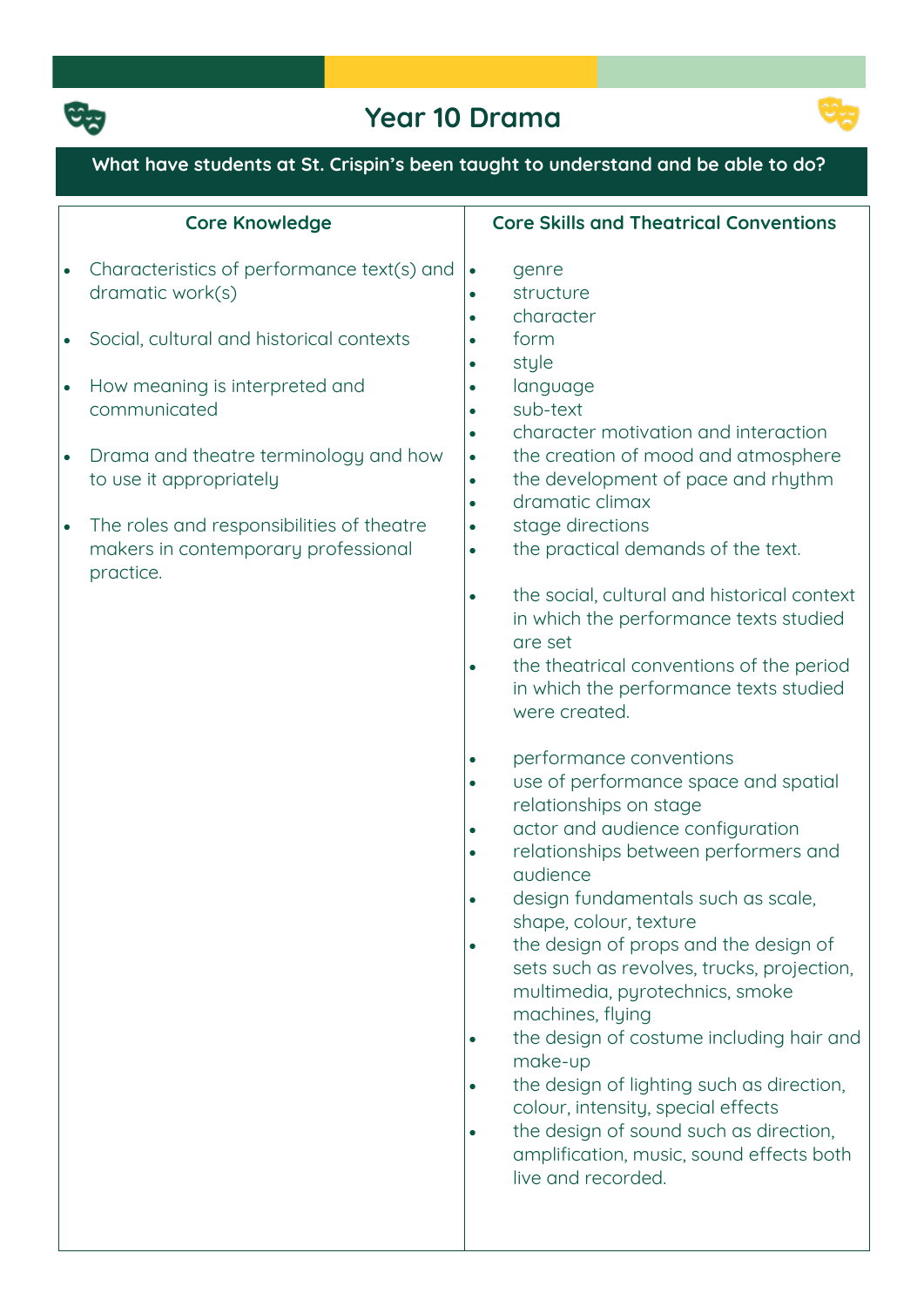# Year 10 Drama

**What have students at St. Crispin's been taught to understand and be able to do?**

| Core Knowledge | Core Skills and Theatrical Conventions |
|---|---|
| • Characteristics of performance text(s) and dramatic work(s)<br>• Social, cultural and historical contexts<br>• How meaning is interpreted and communicated<br>• Drama and theatre terminology and how to use it appropriately<br>• The roles and responsibilities of theatre makers in contemporary professional practice. | • genre<br>• structure<br>• character<br>• form<br>• style<br>• language<br>• sub-text<br>• character motivation and interaction<br>• the creation of mood and atmosphere<br>• the development of pace and rhythm<br>• dramatic climax<br>• stage directions<br>• the practical demands of the text.<br><br>• the social, cultural and historical context in which the performance texts studied are set<br>• the theatrical conventions of the period in which the performance texts studied were created.<br><br>• performance conventions<br>• use of performance space and spatial relationships on stage<br>• actor and audience configuration<br>• relationships between performers and audience<br>• design fundamentals such as scale, shape, colour, texture<br>• the design of props and the design of sets such as revolves, trucks, projection, multimedia, pyrotechnics, smoke machines, flying<br>• the design of costume including hair and make-up<br>• the design of lighting such as direction, colour, intensity, special effects<br>• the design of sound such as direction, amplification, music, sound effects both live and recorded. |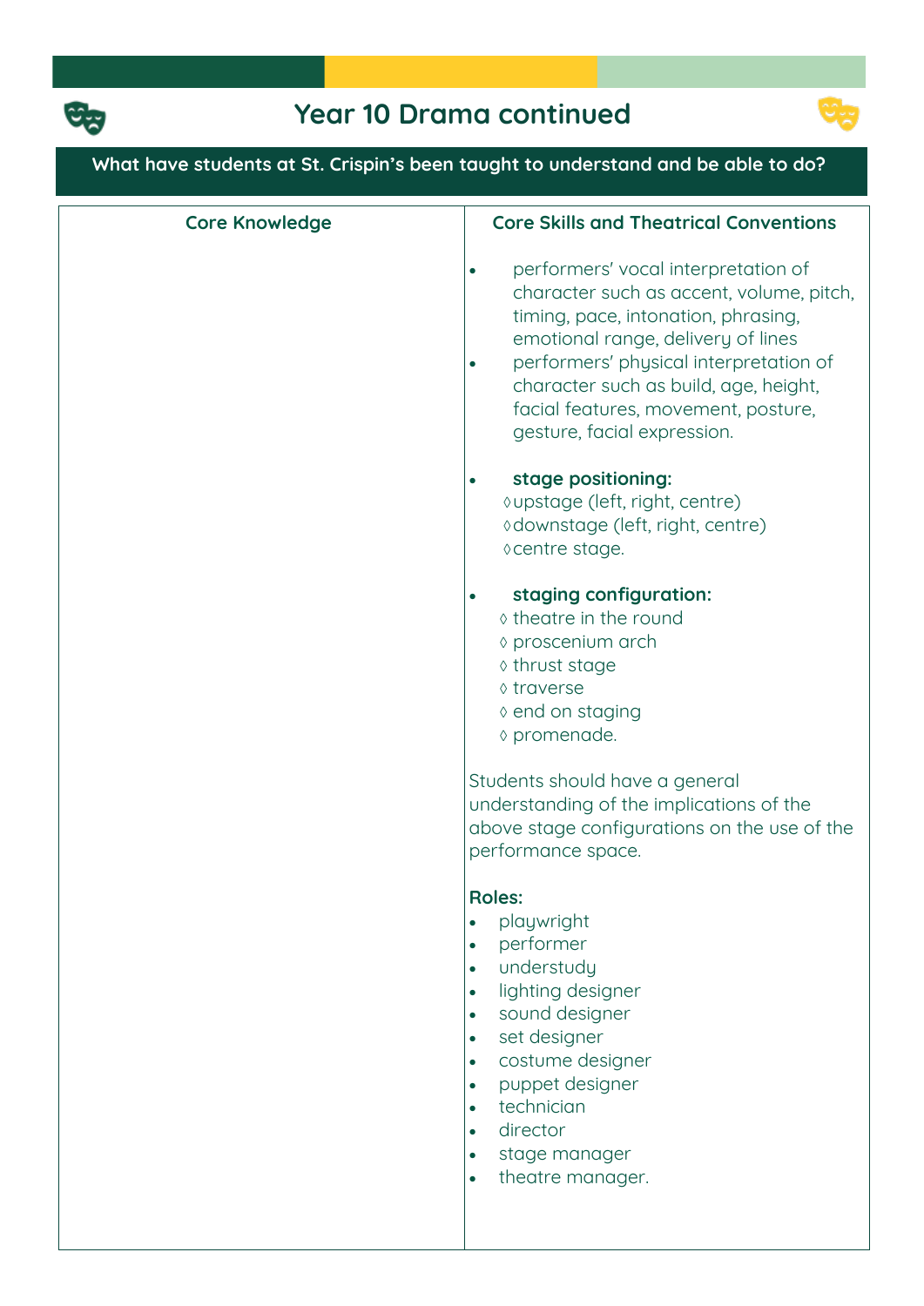# Year 10 Drama continued

**What have students at St. Crispin's been taught to understand and be able to do?**

| Core Knowledge | Core Skills and Theatrical Conventions |
| --- | --- |
| | • performers' vocal interpretation of character such as accent, volume, pitch, timing, pace, intonation, phrasing, emotional range, delivery of lines<br>• performers' physical interpretation of character such as build, age, height, facial features, movement, posture, gesture, facial expression.<br><br>• **stage positioning:**<br>◊ upstage (left, right, centre)<br>◊ downstage (left, right, centre)<br>◊ centre stage.<br><br>• **staging configuration:**<br>◊ theatre in the round<br>◊ proscenium arch<br>◊ thrust stage<br>◊ traverse<br>◊ end on staging<br>◊ promenade.<br><br>Students should have a general understanding of the implications of the above stage configurations on the use of the performance space.<br><br>**Roles:**<br>• playwright<br>• performer<br>• understudy<br>• lighting designer<br>• sound designer<br>• set designer<br>• costume designer<br>• puppet designer<br>• technician<br>• director<br>• stage manager<br>• theatre manager. |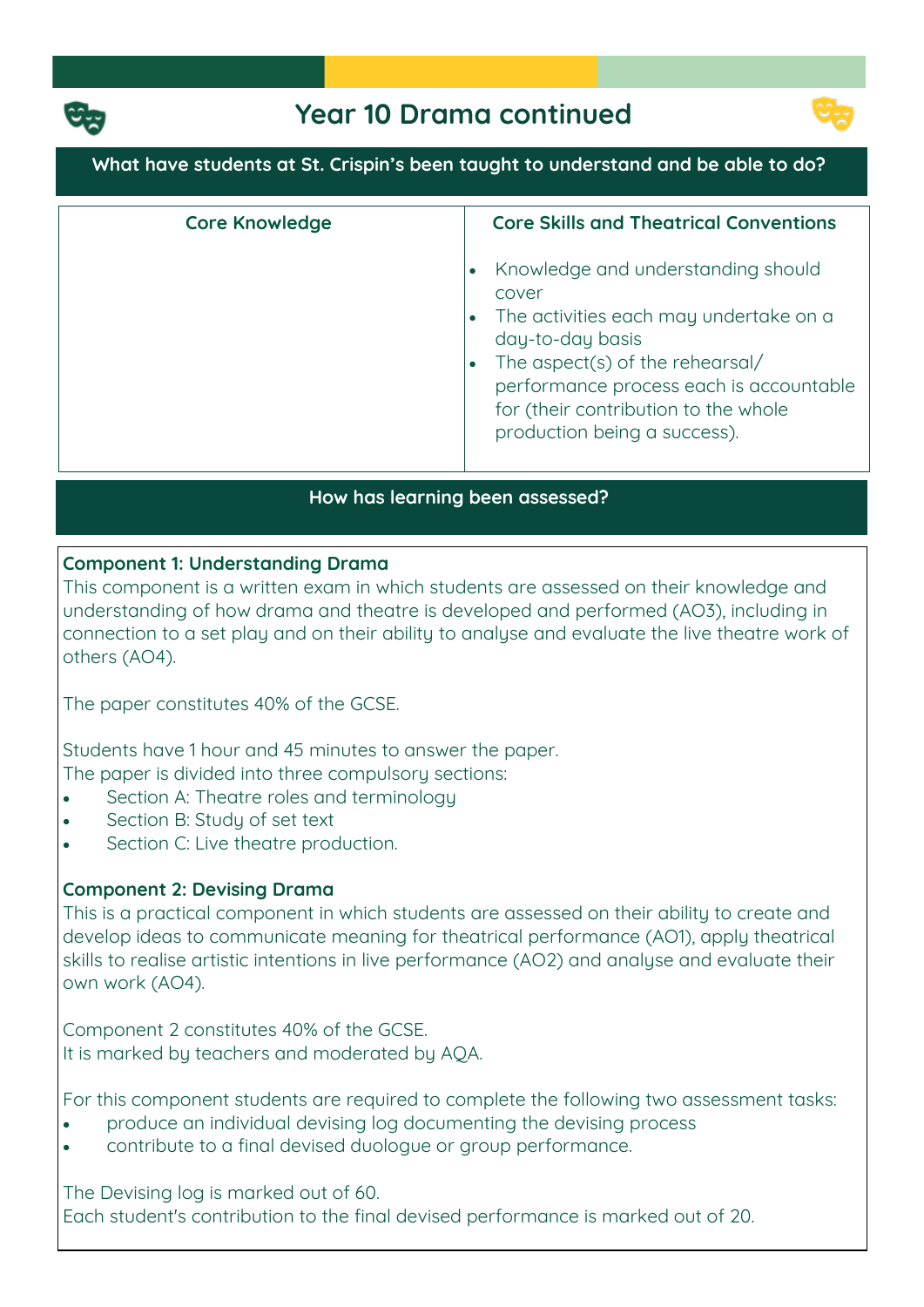# Year 10 Drama continued

## What have students at St. Crispin's been taught to understand and be able to do?

| Core Knowledge | Core Skills and Theatrical Conventions |
| --- | --- |
| | • Knowledge and understanding should cover<br>• The activities each may undertake on a day-to-day basis<br>• The aspect(s) of the rehearsal/ performance process each is accountable for (their contribution to the whole production being a success). |

## How has learning been assessed?

**Component 1: Understanding Drama**

This component is a written exam in which students are assessed on their knowledge and understanding of how drama and theatre is developed and performed (AO3), including in connection to a set play and on their ability to analyse and evaluate the live theatre work of others (AO4).

The paper constitutes 40% of the GCSE.

Students have 1 hour and 45 minutes to answer the paper.
The paper is divided into three compulsory sections:

- Section A: Theatre roles and terminology
- Section B: Study of set text
- Section C: Live theatre production.

**Component 2: Devising Drama**

This is a practical component in which students are assessed on their ability to create and develop ideas to communicate meaning for theatrical performance (AO1), apply theatrical skills to realise artistic intentions in live performance (AO2) and analyse and evaluate their own work (AO4).

Component 2 constitutes 40% of the GCSE.
It is marked by teachers and moderated by AQA.

For this component students are required to complete the following two assessment tasks:

- produce an individual devising log documenting the devising process
- contribute to a final devised duologue or group performance.

The Devising log is marked out of 60.
Each student's contribution to the final devised performance is marked out of 20.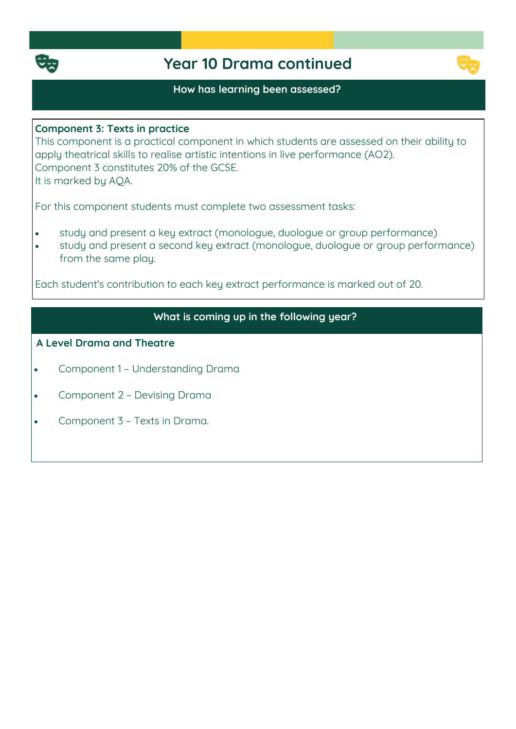# Year 10 Drama continued

## How has learning been assessed?

**Component 3: Texts in practice**

This component is a practical component in which students are assessed on their ability to apply theatrical skills to realise artistic intentions in live performance (AO2).
Component 3 constitutes 20% of the GCSE.
It is marked by AQA.

For this component students must complete two assessment tasks:

- study and present a key extract (monologue, duologue or group performance)
- study and present a second key extract (monologue, duologue or group performance) from the same play.

Each student's contribution to each key extract performance is marked out of 20.

## What is coming up in the following year?

**A Level Drama and Theatre**

- Component 1 – Understanding Drama
- Component 2 – Devising Drama
- Component 3 – Texts in Drama.